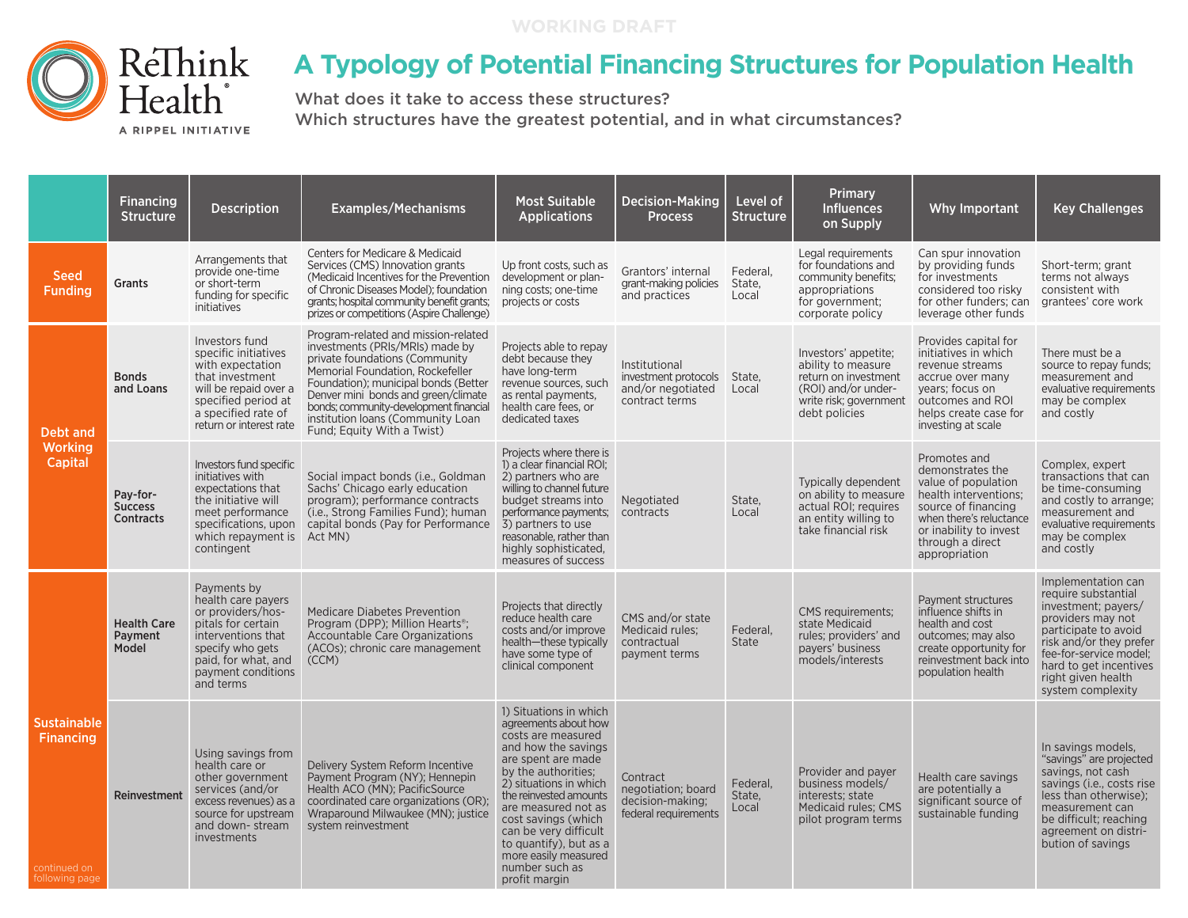WORKING DRAFT

ReThink Health®
A RIPPEL INITIATIVE

# A Typology of Potential Financing Structures for Population Health

What does it take to access these structures?
Which structures have the greatest potential, and in what circumstances?

| | Financing Structure | Description | Examples/Mechanisms | Most Suitable Applications | Decision-Making Process | Level of Structure | Primary Influences on Supply | Why Important | Key Challenges |
|---|---|---|---|---|---|---|---|---|---|
| **Seed Funding** | **Grants** | Arrangements that provide one-time or short-term funding for specific initiatives | Centers for Medicare & Medicaid Services (CMS) Innovation grants (Medicaid Incentives for the Prevention of Chronic Diseases Model); foundation grants; hospital community benefit grants; prizes or competitions (Aspire Challenge) | Up front costs, such as development or planning costs; one-time projects or costs | Grantors' internal grant-making policies and practices | Federal, State, Local | Legal requirements for foundations and community benefits; appropriations for government; corporate policy | Can spur innovation by providing funds for investments considered too risky for other funders; can leverage other funds | Short-term; grant terms not always consistent with grantees' core work |
| **Debt and Working Capital** | **Bonds and Loans** | Investors fund specific initiatives with expectation that investment will be repaid over a specified period at a specified rate of return or interest rate | Program-related and mission-related investments (PRIs/MRIs) made by private foundations (Community Memorial Foundation, Rockefeller Foundation); municipal bonds (Better Denver mini bonds and green/climate bonds; community-development financial institution loans (Community Loan Fund; Equity With a Twist) | Projects able to repay debt because they have long-term revenue sources, such as rental payments, health care fees, or dedicated taxes | Institutional investment protocols and/or negotiated contract terms | State, Local | Investors' appetite; ability to measure return on investment (ROI) and/or underwrite risk; government debt policies | Provides capital for initiatives in which revenue streams accrue over many years; focus on outcomes and ROI helps create case for investing at scale | There must be a source to repay funds; measurement and evaluative requirements may be complex and costly |
| | **Pay-for-Success Contracts** | Investors fund specific initiatives with expectations that the initiative will meet performance specifications, upon which repayment is contingent | Social impact bonds (i.e., Goldman Sachs' Chicago early education program); performance contracts (i.e., Strong Families Fund); human capital bonds (Pay for Performance Act MN) | Projects where there is 1) a clear financial ROI; 2) partners who are willing to channel future budget streams into performance payments; 3) partners to use reasonable, rather than highly sophisticated, measures of success | Negotiated contracts | State, Local | Typically dependent on ability to measure actual ROI; requires an entity willing to take financial risk | Promotes and demonstrates the value of population health interventions; source of financing when there's reluctance or inability to invest through a direct appropriation | Complex, expert transactions that can be time-consuming and costly to arrange; measurement and evaluative requirements may be complex and costly |
| **Sustainable Financing** | **Health Care Payment Model** | Payments by health care payers or providers/hospitals for certain interventions that specify who gets paid, for what, and payment conditions and terms | Medicare Diabetes Prevention Program (DPP); Million Hearts®; Accountable Care Organizations (ACOs); chronic care management (CCM) | Projects that directly reduce health care costs and/or improve health—these typically have some type of clinical component | CMS and/or state Medicaid rules; contractual payment terms | Federal, State | CMS requirements; state Medicaid rules; providers' and payers' business models/interests | Payment structures influence shifts in health and cost outcomes; may also create opportunity for reinvestment back into population health | Implementation can require substantial investment; payers/providers may not participate to avoid risk and/or they prefer fee-for-service model; hard to get incentives right given health system complexity |
| | **Reinvestment** | Using savings from health care or other government services (and/or excess revenues) as a source for upstream and down- stream investments | Delivery System Reform Incentive Payment Program (NY); Hennepin Health ACO (MN); PacificSource coordinated care organizations (OR); Wraparound Milwaukee (MN); justice system reinvestment | 1) Situations in which agreements about how costs are measured and how the savings are spent are made by the authorities; 2) situations in which the reinvested amounts are measured not as cost savings (which can be very difficult to quantify), but as a more easily measured number such as profit margin | Contract negotiation; board decision-making; federal requirements | Federal, State, Local | Provider and payer business models/ interests; state Medicaid rules; CMS pilot program terms | Health care savings are potentially a significant source of sustainable funding | In savings models, "savings" are projected savings, not cash savings (i.e., costs rise less than otherwise); measurement can be difficult; reaching agreement on distribution of savings |

continued on following page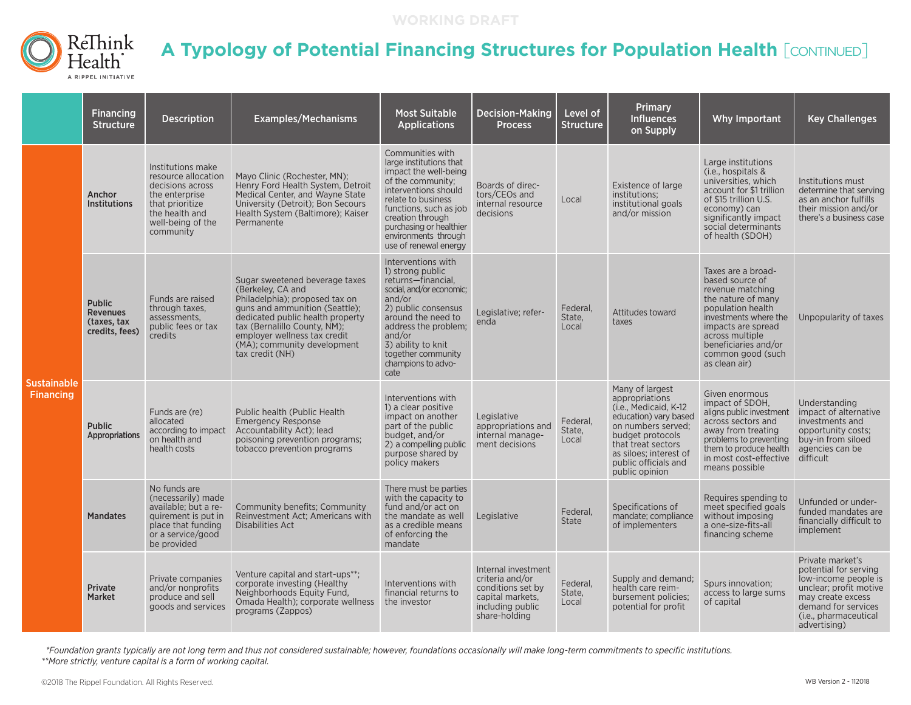# A Typology of Potential Financing Structures for Population Health [CONTINUED]

| | Financing Structure | Description | Examples/Mechanisms | Most Suitable Applications | Decision-Making Process | Level of Structure | Primary Influences on Supply | Why Important | Key Challenges |
|---|---|---|---|---|---|---|---|---|---|
| Sustainable Financing | **Anchor Institutions** | Institutions make resource allocation decisions across the enterprise that prioritize the health and well-being of the community | Mayo Clinic (Rochester, MN); Henry Ford Health System, Detroit Medical Center, and Wayne State University (Detroit); Bon Secours Health System (Baltimore); Kaiser Permanente | Communities with large institutions that impact the well-being of the community; interventions should relate to business functions, such as job creation through purchasing or healthier environments through use of renewable energy | Boards of directors/CEOs and internal resource decisions | Local | Existence of large institutions; institutional goals and/or mission | Large institutions (i.e., hospitals & universities, which account for $1 trillion of $15 trillion U.S. economy) can significantly impact social determinants of health (SDOH) | Institutions must determine that serving as an anchor fulfills their mission and/or there's a business case |
| | **Public Revenues (taxes, tax credits, fees)** | Funds are raised through taxes, assessments, public fees or tax credits | Sugar sweetened beverage taxes (Berkeley, CA and Philadelphia); proposed tax on guns and ammunition (Seattle); dedicated public health property tax (Bernalillo County, NM); employer wellness tax credit (MA); community development tax credit (NH) | Interventions with 1) strong public returns—financial, social, and/or economic; and/or 2) public consensus around the need to address the problem; and/or 3) ability to knit together community champions to advocate | Legislative; referenda | Federal, State, Local | Attitudes toward taxes | Taxes are a broad-based source of revenue matching the nature of many population health investments where the impacts are spread across multiple beneficiaries and/or common good (such as clean air) | Unpopularity of taxes |
| | **Public Appropriations** | Funds are (re) allocated according to impact on health and health costs | Public health (Public Health Emergency Response Accountability Act); lead poisoning prevention programs; tobacco prevention programs | Interventions with 1) a clear positive impact on another part of the public budget, and/or 2) a compelling public purpose shared by policy makers | Legislative appropriations and internal management decisions | Federal, State, Local | Many of largest appropriations (i.e., Medicaid, K-12 education) vary based on numbers served; budget protocols that treat sectors as siloes; interest of public officials and public opinion | Given enormous impact of SDOH, aligns public investment across sectors and away from treating problems to preventing them to produce health in most cost-effective means possible | Understanding impact of alternative investments and opportunity costs; buy-in from siloed agencies can be difficult |
| | **Mandates** | No funds are (necessarily) made available; but a requirement is put in place that funding or a service/good be provided | Community benefits; Community Reinvestment Act; Americans with Disabilities Act | There must be parties with the capacity to fund and/or act on the mandate as well as a credible means of enforcing the mandate | Legislative | Federal, State | Specifications of mandate; compliance of implementers | Requires spending to meet specified goals without imposing a one-size-fits-all financing scheme | Unfunded or under-funded mandates are financially difficult to implement |
| | **Private Market** | Private companies and/or nonprofits produce and sell goods and services | Venture capital and start-ups**; corporate investing (Healthy Neighborhoods Equity Fund, Omada Health); corporate wellness programs (Zappos) | Interventions with financial returns to the investor | Internal investment criteria and/or conditions set by capital markets, including public share-holding | Federal, State, Local | Supply and demand; health care reimbursement policies; potential for profit | Spurs innovation; access to large sums of capital | Private market's potential for serving low-income people is unclear; profit motive may create excess demand for services (i.e., pharmaceutical advertising) |

*Foundation grants typically are not long term and thus not considered sustainable; however, foundations occasionally will make long-term commitments to specific institutions.

**More strictly, venture capital is a form of working capital.

©2018 The Rippel Foundation. All Rights Reserved.